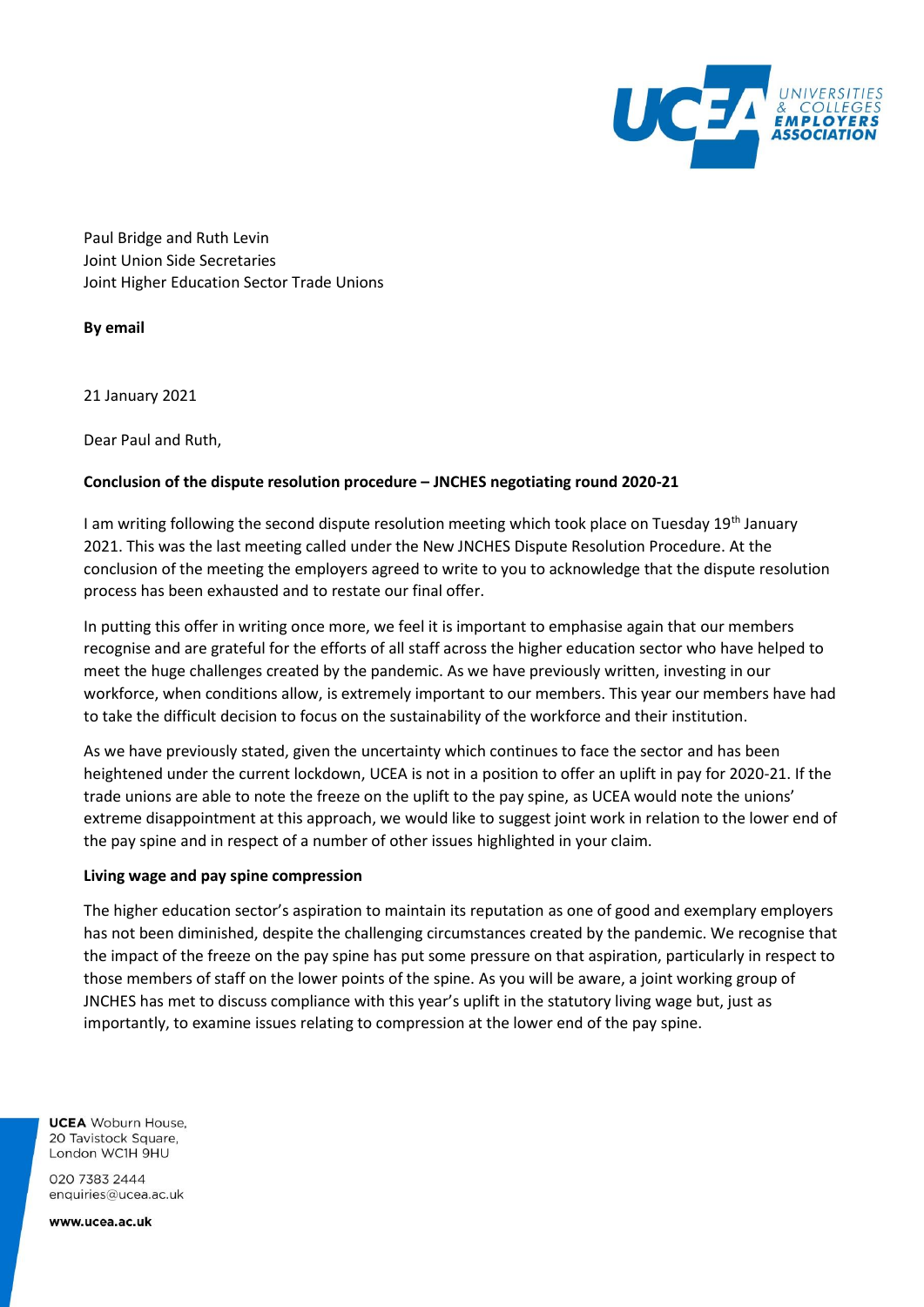Paul Bridge and Ruth Levin
Joint Union Side Secretaries
Joint Higher Education Sector Trade Unions

**By email**

21 January 2021

Dear Paul and Ruth,

**Conclusion of the dispute resolution procedure – JNCHES negotiating round 2020-21**

I am writing following the second dispute resolution meeting which took place on Tuesday 19th January 2021. This was the last meeting called under the New JNCHES Dispute Resolution Procedure. At the conclusion of the meeting the employers agreed to write to you to acknowledge that the dispute resolution process has been exhausted and to restate our final offer.

In putting this offer in writing once more, we feel it is important to emphasise again that our members recognise and are grateful for the efforts of all staff across the higher education sector who have helped to meet the huge challenges created by the pandemic. As we have previously written, investing in our workforce, when conditions allow, is extremely important to our members. This year our members have had to take the difficult decision to focus on the sustainability of the workforce and their institution.

As we have previously stated, given the uncertainty which continues to face the sector and has been heightened under the current lockdown, UCEA is not in a position to offer an uplift in pay for 2020-21. If the trade unions are able to note the freeze on the uplift to the pay spine, as UCEA would note the unions' extreme disappointment at this approach, we would like to suggest joint work in relation to the lower end of the pay spine and in respect of a number of other issues highlighted in your claim.

**Living wage and pay spine compression**

The higher education sector's aspiration to maintain its reputation as one of good and exemplary employers has not been diminished, despite the challenging circumstances created by the pandemic. We recognise that the impact of the freeze on the pay spine has put some pressure on that aspiration, particularly in respect to those members of staff on the lower points of the spine. As you will be aware, a joint working group of JNCHES has met to discuss compliance with this year's uplift in the statutory living wage but, just as importantly, to examine issues relating to compression at the lower end of the pay spine.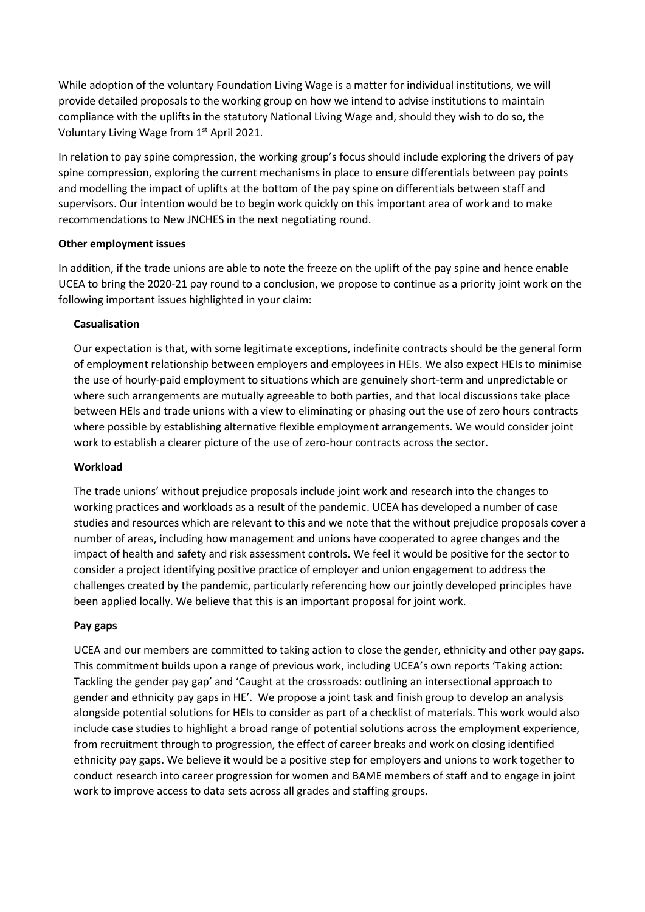While adoption of the voluntary Foundation Living Wage is a matter for individual institutions, we will provide detailed proposals to the working group on how we intend to advise institutions to maintain compliance with the uplifts in the statutory National Living Wage and, should they wish to do so, the Voluntary Living Wage from 1st April 2021.

In relation to pay spine compression, the working group's focus should include exploring the drivers of pay spine compression, exploring the current mechanisms in place to ensure differentials between pay points and modelling the impact of uplifts at the bottom of the pay spine on differentials between staff and supervisors. Our intention would be to begin work quickly on this important area of work and to make recommendations to New JNCHES in the next negotiating round.

**Other employment issues**

In addition, if the trade unions are able to note the freeze on the uplift of the pay spine and hence enable UCEA to bring the 2020-21 pay round to a conclusion, we propose to continue as a priority joint work on the following important issues highlighted in your claim:

**Casualisation**

Our expectation is that, with some legitimate exceptions, indefinite contracts should be the general form of employment relationship between employers and employees in HEIs. We also expect HEIs to minimise the use of hourly-paid employment to situations which are genuinely short-term and unpredictable or where such arrangements are mutually agreeable to both parties, and that local discussions take place between HEIs and trade unions with a view to eliminating or phasing out the use of zero hours contracts where possible by establishing alternative flexible employment arrangements. We would consider joint work to establish a clearer picture of the use of zero-hour contracts across the sector.

**Workload**

The trade unions' without prejudice proposals include joint work and research into the changes to working practices and workloads as a result of the pandemic. UCEA has developed a number of case studies and resources which are relevant to this and we note that the without prejudice proposals cover a number of areas, including how management and unions have cooperated to agree changes and the impact of health and safety and risk assessment controls. We feel it would be positive for the sector to consider a project identifying positive practice of employer and union engagement to address the challenges created by the pandemic, particularly referencing how our jointly developed principles have been applied locally. We believe that this is an important proposal for joint work.

**Pay gaps**

UCEA and our members are committed to taking action to close the gender, ethnicity and other pay gaps. This commitment builds upon a range of previous work, including UCEA's own reports 'Taking action: Tackling the gender pay gap' and 'Caught at the crossroads: outlining an intersectional approach to gender and ethnicity pay gaps in HE'. We propose a joint task and finish group to develop an analysis alongside potential solutions for HEIs to consider as part of a checklist of materials. This work would also include case studies to highlight a broad range of potential solutions across the employment experience, from recruitment through to progression, the effect of career breaks and work on closing identified ethnicity pay gaps. We believe it would be a positive step for employers and unions to work together to conduct research into career progression for women and BAME members of staff and to engage in joint work to improve access to data sets across all grades and staffing groups.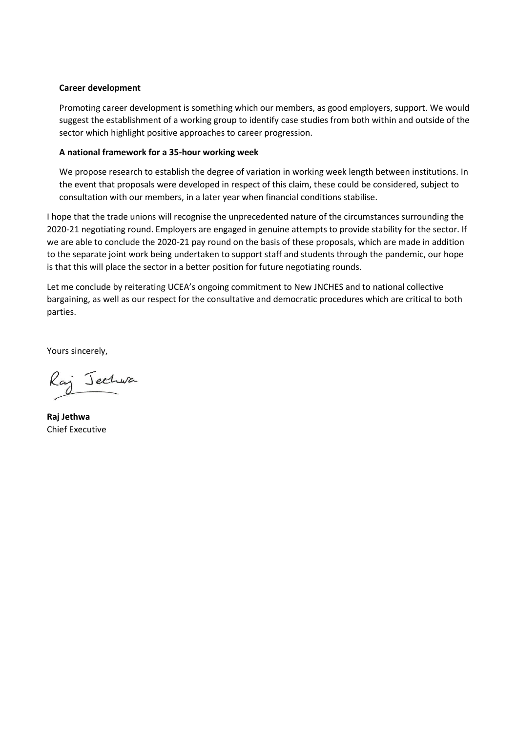**Career development**

Promoting career development is something which our members, as good employers, support. We would suggest the establishment of a working group to identify case studies from both within and outside of the sector which highlight positive approaches to career progression.

**A national framework for a 35-hour working week**

We propose research to establish the degree of variation in working week length between institutions. In the event that proposals were developed in respect of this claim, these could be considered, subject to consultation with our members, in a later year when financial conditions stabilise.

I hope that the trade unions will recognise the unprecedented nature of the circumstances surrounding the 2020-21 negotiating round. Employers are engaged in genuine attempts to provide stability for the sector. If we are able to conclude the 2020-21 pay round on the basis of these proposals, which are made in addition to the separate joint work being undertaken to support staff and students through the pandemic, our hope is that this will place the sector in a better position for future negotiating rounds.

Let me conclude by reiterating UCEA's ongoing commitment to New JNCHES and to national collective bargaining, as well as our respect for the consultative and democratic procedures which are critical to both parties.

Yours sincerely,

Raj Jethwa

**Raj Jethwa**
Chief Executive